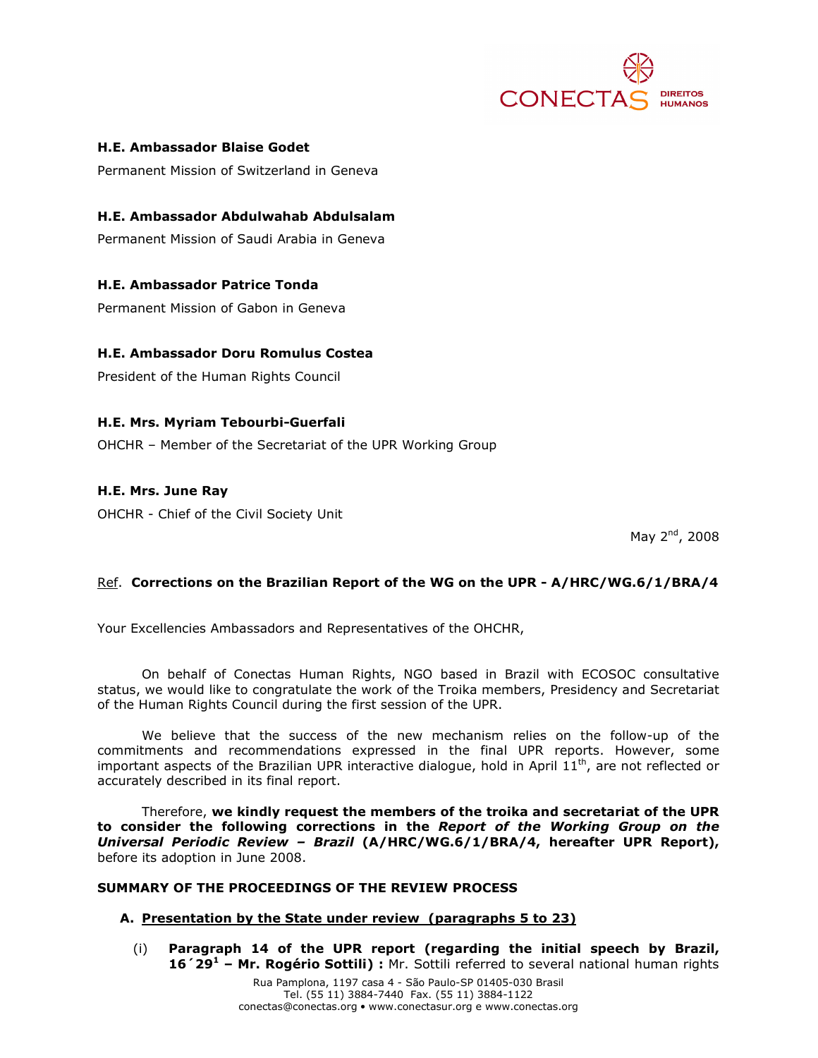**H.E. Ambassador Blaise Godet**

Permanent Mission of Switzerland in Geneva

**H.E. Ambassador Abdulwahab Abdulsalam**

Permanent Mission of Saudi Arabia in Geneva

**H.E. Ambassador Patrice Tonda**

Permanent Mission of Gabon in Geneva

**H.E. Ambassador Doru Romulus Costea**

President of the Human Rights Council

**H.E. Mrs. Myriam Tebourbi-Guerfali**

OHCHR – Member of the Secretariat of the UPR Working Group

**H.E. Mrs. June Ray**

OHCHR - Chief of the Civil Society Unit

May 2nd, 2008

Ref. **Corrections on the Brazilian Report of the WG on the UPR - A/HRC/WG.6/1/BRA/4**

Your Excellencies Ambassadors and Representatives of the OHCHR,

On behalf of Conectas Human Rights, NGO based in Brazil with ECOSOC consultative status, we would like to congratulate the work of the Troika members, Presidency and Secretariat of the Human Rights Council during the first session of the UPR.

We believe that the success of the new mechanism relies on the follow-up of the commitments and recommendations expressed in the final UPR reports. However, some important aspects of the Brazilian UPR interactive dialogue, hold in April 11th, are not reflected or accurately described in its final report.

Therefore, **we kindly request the members of the troika and secretariat of the UPR to consider the following corrections in the *Report of the Working Group on the Universal Periodic Review – Brazil* (A/HRC/WG.6/1/BRA/4, hereafter UPR Report),** before its adoption in June 2008.

**SUMMARY OF THE PROCEEDINGS OF THE REVIEW PROCESS**

**A. Presentation by the State under review (paragraphs 5 to 23)**

(i) **Paragraph 14 of the UPR report (regarding the initial speech by Brazil, 16´29[1] – Mr. Rogério Sottili) :** Mr. Sottili referred to several national human rights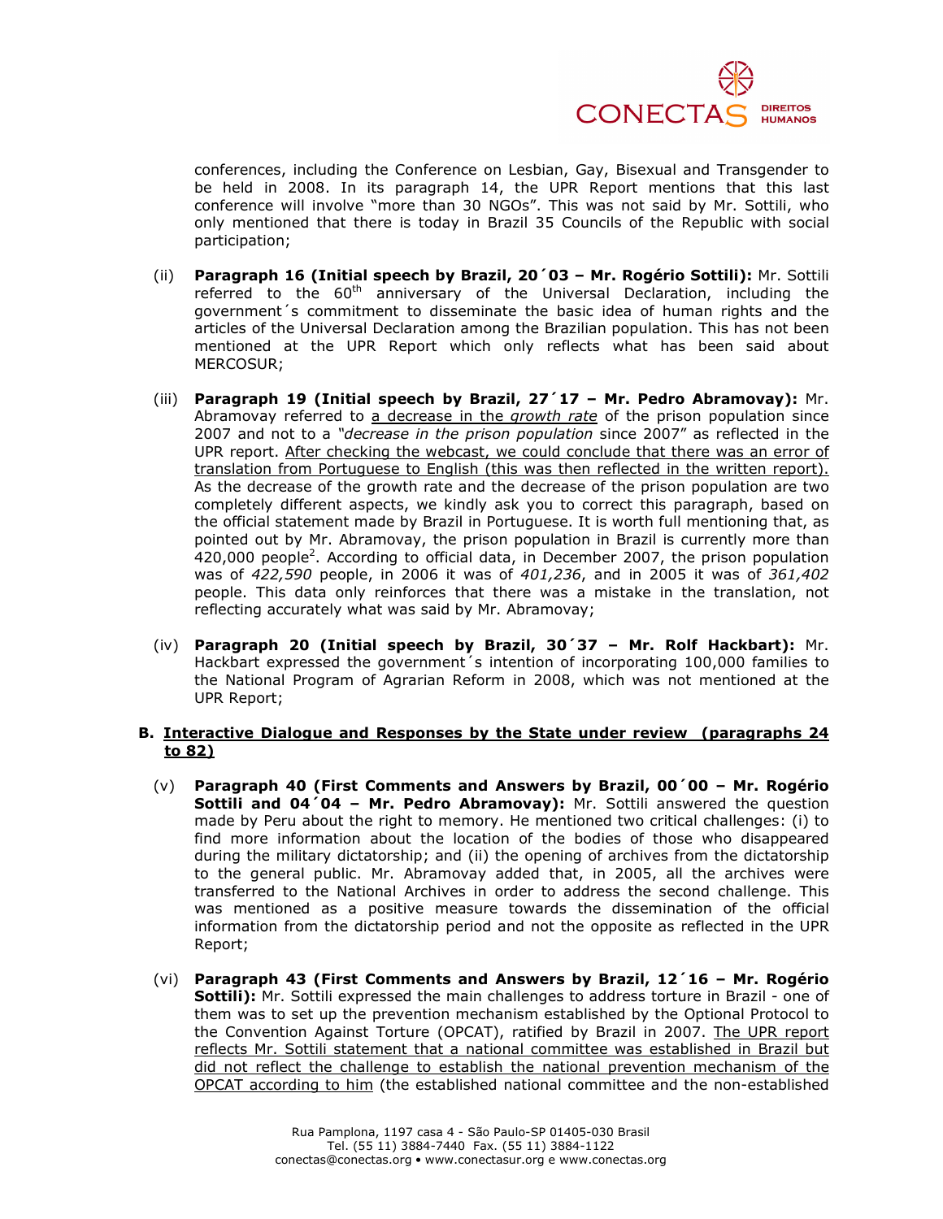conferences, including the Conference on Lesbian, Gay, Bisexual and Transgender to be held in 2008. In its paragraph 14, the UPR Report mentions that this last conference will involve "more than 30 NGOs". This was not said by Mr. Sottili, who only mentioned that there is today in Brazil 35 Councils of the Republic with social participation;

(ii) **Paragraph 16 (Initial speech by Brazil, 20´03 – Mr. Rogério Sottili):** Mr. Sottili referred to the 60th anniversary of the Universal Declaration, including the government´s commitment to disseminate the basic idea of human rights and the articles of the Universal Declaration among the Brazilian population. This has not been mentioned at the UPR Report which only reflects what has been said about MERCOSUR;

(iii) **Paragraph 19 (Initial speech by Brazil, 27´17 – Mr. Pedro Abramovay):** Mr. Abramovay referred to <u>a decrease in the *growth rate*</u> of the prison population since 2007 and not to a *"decrease in the prison population* since 2007" as reflected in the UPR report. <u>After checking the webcast, we could conclude that there was an error of translation from Portuguese to English (this was then reflected in the written report).</u> As the decrease of the growth rate and the decrease of the prison population are two completely different aspects, we kindly ask you to correct this paragraph, based on the official statement made by Brazil in Portuguese. It is worth full mentioning that, as pointed out by Mr. Abramovay, the prison population in Brazil is currently more than 420,000 people[2]. According to official data, in December 2007, the prison population was of *422,590* people, in 2006 it was of *401,236*, and in 2005 it was of *361,402* people. This data only reinforces that there was a mistake in the translation, not reflecting accurately what was said by Mr. Abramovay;

(iv) **Paragraph 20 (Initial speech by Brazil, 30´37 – Mr. Rolf Hackbart):** Mr. Hackbart expressed the government´s intention of incorporating 100,000 families to the National Program of Agrarian Reform in 2008, which was not mentioned at the UPR Report;

## B. <u>Interactive Dialogue and Responses by the State under review (paragraphs 24 to 82)</u>

(v) **Paragraph 40 (First Comments and Answers by Brazil, 00´00 – Mr. Rogério Sottili and 04´04 – Mr. Pedro Abramovay):** Mr. Sottili answered the question made by Peru about the right to memory. He mentioned two critical challenges: (i) to find more information about the location of the bodies of those who disappeared during the military dictatorship; and (ii) the opening of archives from the dictatorship to the general public. Mr. Abramovay added that, in 2005, all the archives were transferred to the National Archives in order to address the second challenge. This was mentioned as a positive measure towards the dissemination of the official information from the dictatorship period and not the opposite as reflected in the UPR Report;

(vi) **Paragraph 43 (First Comments and Answers by Brazil, 12´16 – Mr. Rogério Sottili):** Mr. Sottili expressed the main challenges to address torture in Brazil - one of them was to set up the prevention mechanism established by the Optional Protocol to the Convention Against Torture (OPCAT), ratified by Brazil in 2007. <u>The UPR report reflects Mr. Sottili statement that a national committee was established in Brazil but did not reflect the challenge to establish the national prevention mechanism of the OPCAT according to him</u> (the established national committee and the non-established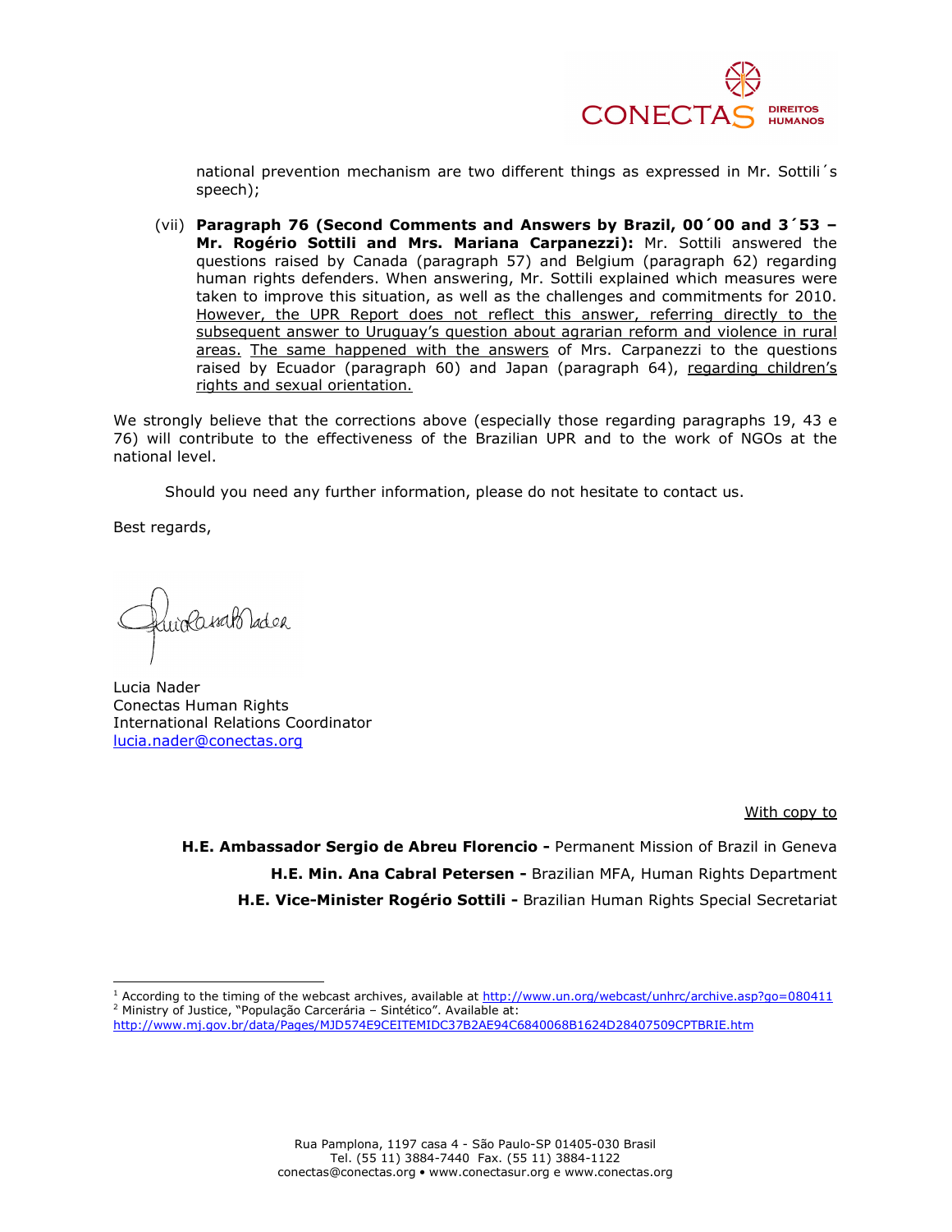national prevention mechanism are two different things as expressed in Mr. Sottili´s speech);

(vii) **Paragraph 76 (Second Comments and Answers by Brazil, 00´00 and 3´53 – Mr. Rogério Sottili and Mrs. Mariana Carpanezzi):** Mr. Sottili answered the questions raised by Canada (paragraph 57) and Belgium (paragraph 62) regarding human rights defenders. When answering, Mr. Sottili explained which measures were taken to improve this situation, as well as the challenges and commitments for 2010. However, the UPR Report does not reflect this answer, referring directly to the subsequent answer to Uruguay's question about agrarian reform and violence in rural areas. The same happened with the answers of Mrs. Carpanezzi to the questions raised by Ecuador (paragraph 60) and Japan (paragraph 64), regarding children's rights and sexual orientation.

We strongly believe that the corrections above (especially those regarding paragraphs 19, 43 e 76) will contribute to the effectiveness of the Brazilian UPR and to the work of NGOs at the national level.

Should you need any further information, please do not hesitate to contact us.

Best regards,

Lucia Nader
Conectas Human Rights
International Relations Coordinator
lucia.nader@conectas.org

With copy to

**H.E. Ambassador Sergio de Abreu Florencio -** Permanent Mission of Brazil in Geneva

**H.E. Min. Ana Cabral Petersen -** Brazilian MFA, Human Rights Department

**H.E. Vice-Minister Rogério Sottili -** Brazilian Human Rights Special Secretariat

---

[1] According to the timing of the webcast archives, available at http://www.un.org/webcast/unhrc/archive.asp?go=080411

[2] Ministry of Justice, "População Carcerária – Sintético". Available at: http://www.mj.gov.br/data/Pages/MJD574E9CEITEMIDC37B2AE94C6840068B1624D28407509CPTBRIE.htm